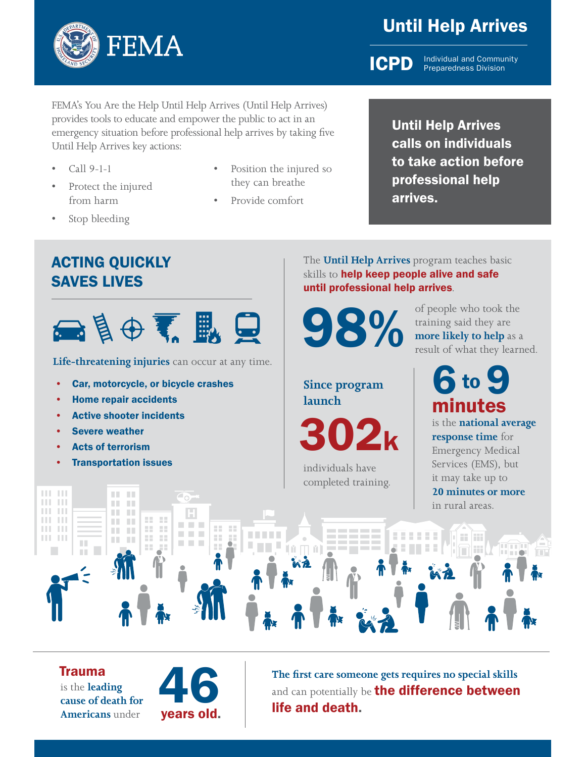# FEMA

## Until Help Arrives

**ICPD** Individual and Community Preparedness Division

FEMA's You Are the Help Until Help Arrives (Until Help Arrives) provides tools to educate and empower the public to act in an emergency situation before professional help arrives by taking five Until Help Arrives key actions:

- Call 9-1-1
- Protect the injured from harm
- Stop bleeding
- Position the injured so they can breathe
- Provide comfort

**Until Help Arrives calls on individuals to take action before professional help arrives.**

## ACTING QUICKLY SAVES LIVES

**Life-threatening injuries** can occur at any time.

- **Car, motorcycle, or bicycle crashes**
- **Home repair accidents**
- **Active shooter incidents**
- **Severe weather**
- **Acts of terrorism**
- **Transportation issues**

The **Until Help Arrives** program teaches basic skills to **help keep people alive and safe until professional help arrives**.

**98%** of people who took the training said they are **more likely to help** as a result of what they learned.

**Since program launch**

**302k** individuals have completed training.

**6 to 9 minutes** is the **national average response time** for Emergency Medical Services (EMS), but it may take up to **20 minutes or more** in rural areas.

**Trauma** is the **leading cause of death for Americans** under **46 years old.**

**The first care someone gets requires no special skills** and can potentially be **the difference between life and death.**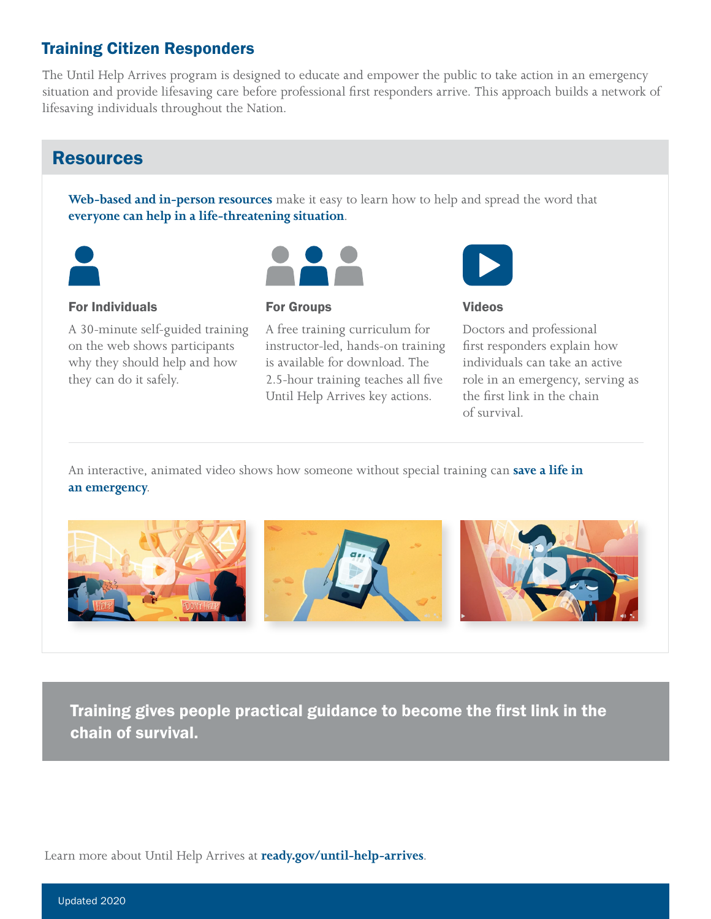## Training Citizen Responders

The Until Help Arrives program is designed to educate and empower the public to take action in an emergency situation and provide lifesaving care before professional first responders arrive. This approach builds a network of lifesaving individuals throughout the Nation.

## Resources

**Web-based and in-person resources** make it easy to learn how to help and spread the word that **everyone can help in a life-threatening situation**.

### For Individuals

A 30-minute self-guided training on the web shows participants why they should help and how they can do it safely.

### For Groups

A free training curriculum for instructor-led, hands-on training is available for download. The 2.5-hour training teaches all five Until Help Arrives key actions.

### Videos

Doctors and professional first responders explain how individuals can take an active role in an emergency, serving as the first link in the chain of survival.

An interactive, animated video shows how someone without special training can **save a life in an emergency**.

**Training gives people practical guidance to become the first link in the chain of survival.**

Learn more about Until Help Arrives at **ready.gov/until-help-arrives**.

Updated 2020